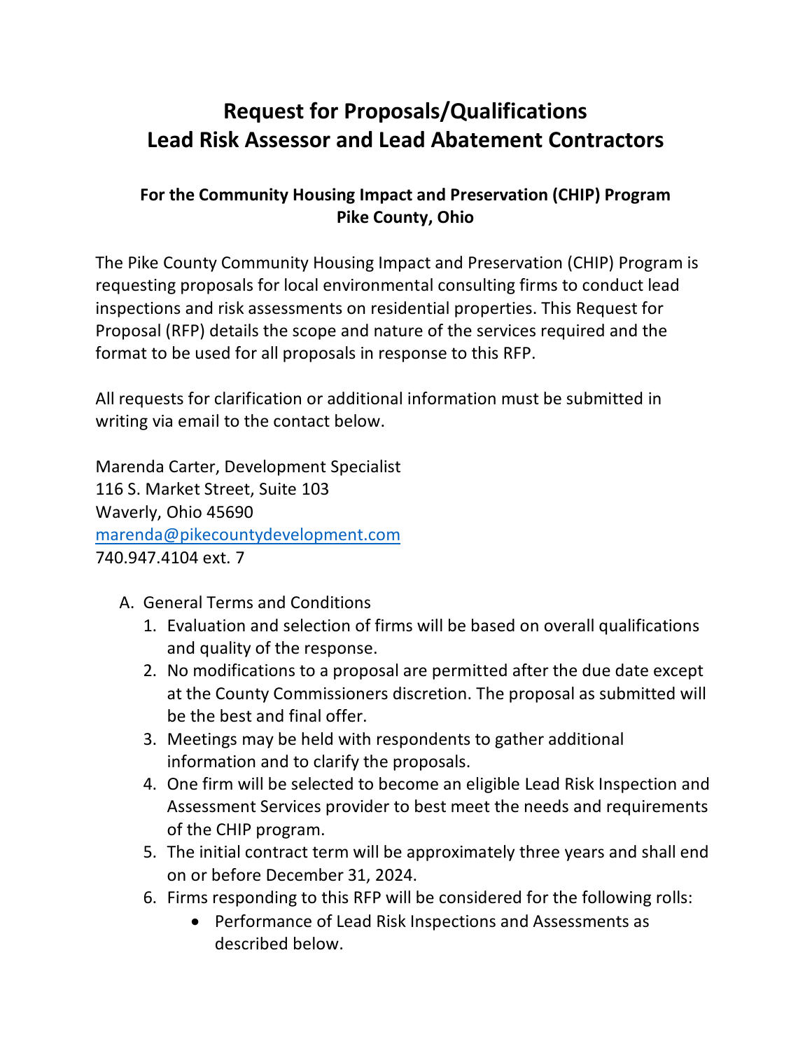# Request for Proposals/Qualifications
# Lead Risk Assessor and Lead Abatement Contractors

### For the Community Housing Impact and Preservation (CHIP) Program
### Pike County, Ohio

The Pike County Community Housing Impact and Preservation (CHIP) Program is requesting proposals for local environmental consulting firms to conduct lead inspections and risk assessments on residential properties. This Request for Proposal (RFP) details the scope and nature of the services required and the format to be used for all proposals in response to this RFP.

All requests for clarification or additional information must be submitted in writing via email to the contact below.

Marenda Carter, Development Specialist
116 S. Market Street, Suite 103
Waverly, Ohio 45690
marenda@pikecountydevelopment.com
740.947.4104 ext. 7

A. General Terms and Conditions
   1. Evaluation and selection of firms will be based on overall qualifications and quality of the response.
   2. No modifications to a proposal are permitted after the due date except at the County Commissioners discretion. The proposal as submitted will be the best and final offer.
   3. Meetings may be held with respondents to gather additional information and to clarify the proposals.
   4. One firm will be selected to become an eligible Lead Risk Inspection and Assessment Services provider to best meet the needs and requirements of the CHIP program.
   5. The initial contract term will be approximately three years and shall end on or before December 31, 2024.
   6. Firms responding to this RFP will be considered for the following rolls:
      - Performance of Lead Risk Inspections and Assessments as described below.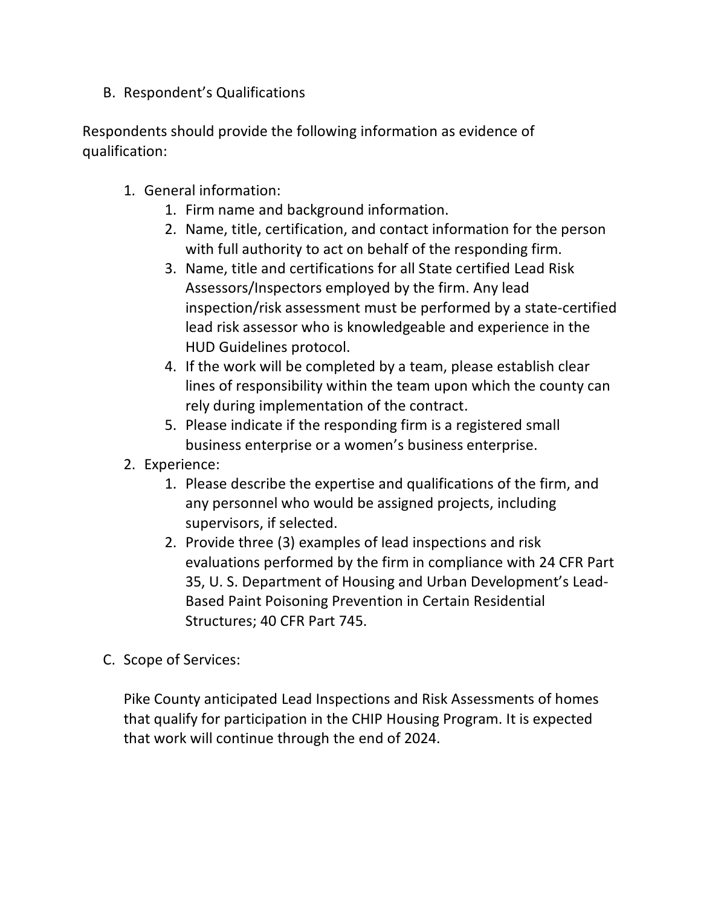B. Respondent's Qualifications

Respondents should provide the following information as evidence of qualification:

1. General information:
    1. Firm name and background information.
    2. Name, title, certification, and contact information for the person with full authority to act on behalf of the responding firm.
    3. Name, title and certifications for all State certified Lead Risk Assessors/Inspectors employed by the firm. Any lead inspection/risk assessment must be performed by a state-certified lead risk assessor who is knowledgeable and experience in the HUD Guidelines protocol.
    4. If the work will be completed by a team, please establish clear lines of responsibility within the team upon which the county can rely during implementation of the contract.
    5. Please indicate if the responding firm is a registered small business enterprise or a women's business enterprise.
2. Experience:
    1. Please describe the expertise and qualifications of the firm, and any personnel who would be assigned projects, including supervisors, if selected.
    2. Provide three (3) examples of lead inspections and risk evaluations performed by the firm in compliance with 24 CFR Part 35, U. S. Department of Housing and Urban Development's Lead-Based Paint Poisoning Prevention in Certain Residential Structures; 40 CFR Part 745.

C. Scope of Services:

Pike County anticipated Lead Inspections and Risk Assessments of homes that qualify for participation in the CHIP Housing Program. It is expected that work will continue through the end of 2024.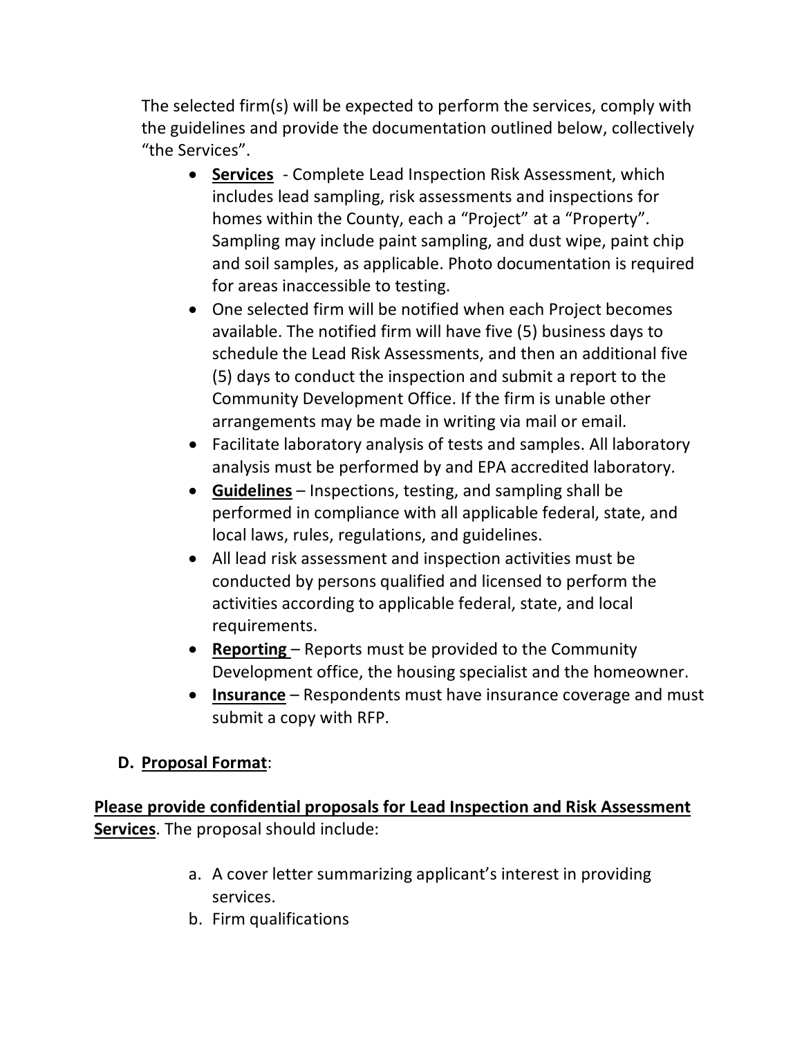The selected firm(s) will be expected to perform the services, comply with the guidelines and provide the documentation outlined below, collectively "the Services".

- **Services** - Complete Lead Inspection Risk Assessment, which includes lead sampling, risk assessments and inspections for homes within the County, each a "Project" at a "Property". Sampling may include paint sampling, and dust wipe, paint chip and soil samples, as applicable. Photo documentation is required for areas inaccessible to testing.
- One selected firm will be notified when each Project becomes available. The notified firm will have five (5) business days to schedule the Lead Risk Assessments, and then an additional five (5) days to conduct the inspection and submit a report to the Community Development Office. If the firm is unable other arrangements may be made in writing via mail or email.
- Facilitate laboratory analysis of tests and samples. All laboratory analysis must be performed by and EPA accredited laboratory.
- **Guidelines** – Inspections, testing, and sampling shall be performed in compliance with all applicable federal, state, and local laws, rules, regulations, and guidelines.
- All lead risk assessment and inspection activities must be conducted by persons qualified and licensed to perform the activities according to applicable federal, state, and local requirements.
- **Reporting** – Reports must be provided to the Community Development office, the housing specialist and the homeowner.
- **Insurance** – Respondents must have insurance coverage and must submit a copy with RFP.

## D. Proposal Format:

**Please provide confidential proposals for Lead Inspection and Risk Assessment Services**. The proposal should include:

a. A cover letter summarizing applicant's interest in providing services.
b. Firm qualifications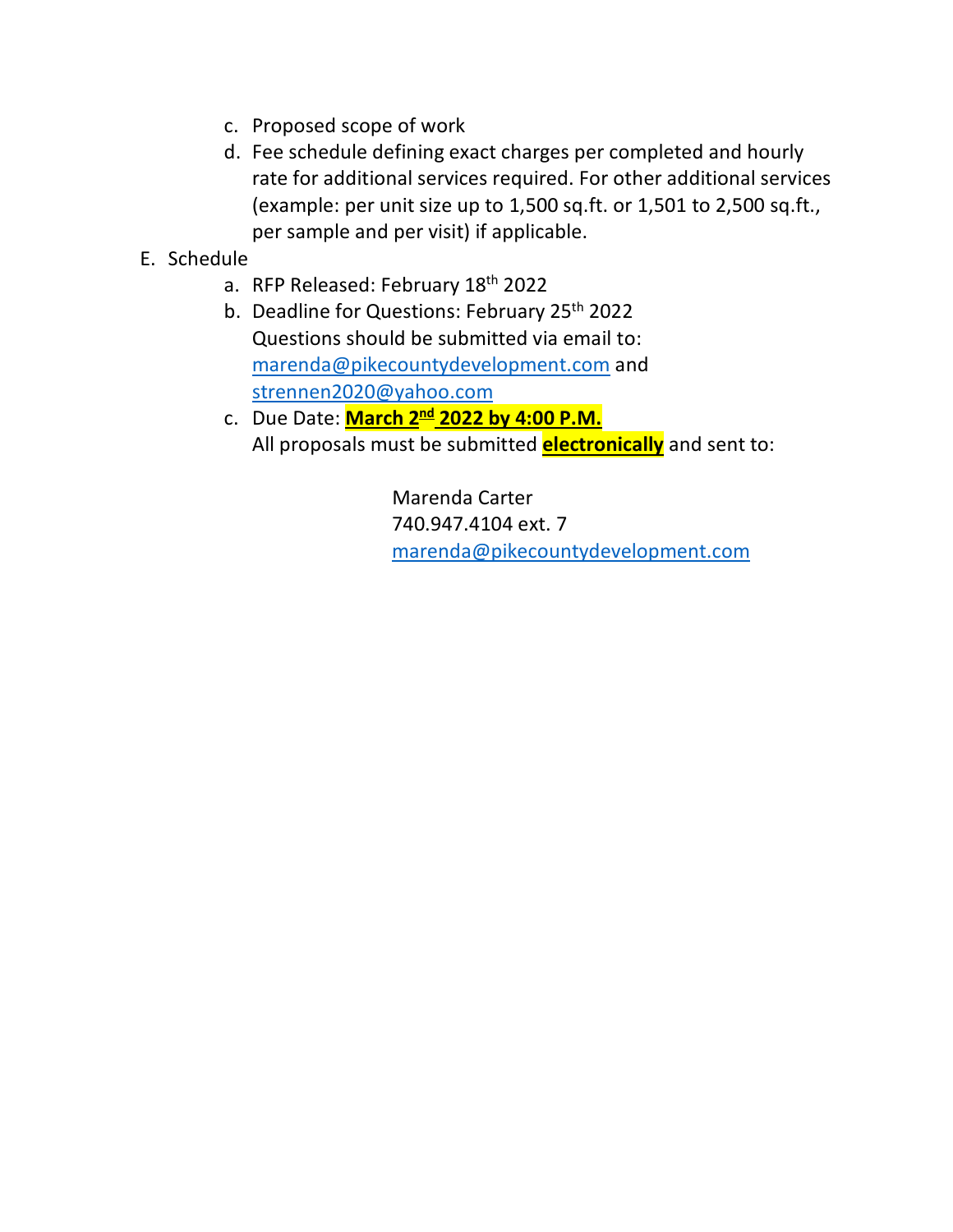c. Proposed scope of work
   d. Fee schedule defining exact charges per completed and hourly rate for additional services required. For other additional services (example: per unit size up to 1,500 sq.ft. or 1,501 to 2,500 sq.ft., per sample and per visit) if applicable.

E. Schedule
   a. RFP Released: February 18th 2022
   b. Deadline for Questions: February 25th 2022
      Questions should be submitted via email to: marenda@pikecountydevelopment.com and strennen2020@yahoo.com
   c. Due Date: **March 2nd 2022 by 4:00 P.M.**
      All proposals must be submitted **electronically** and sent to:

      Marenda Carter
      740.947.4104 ext. 7
      marenda@pikecountydevelopment.com